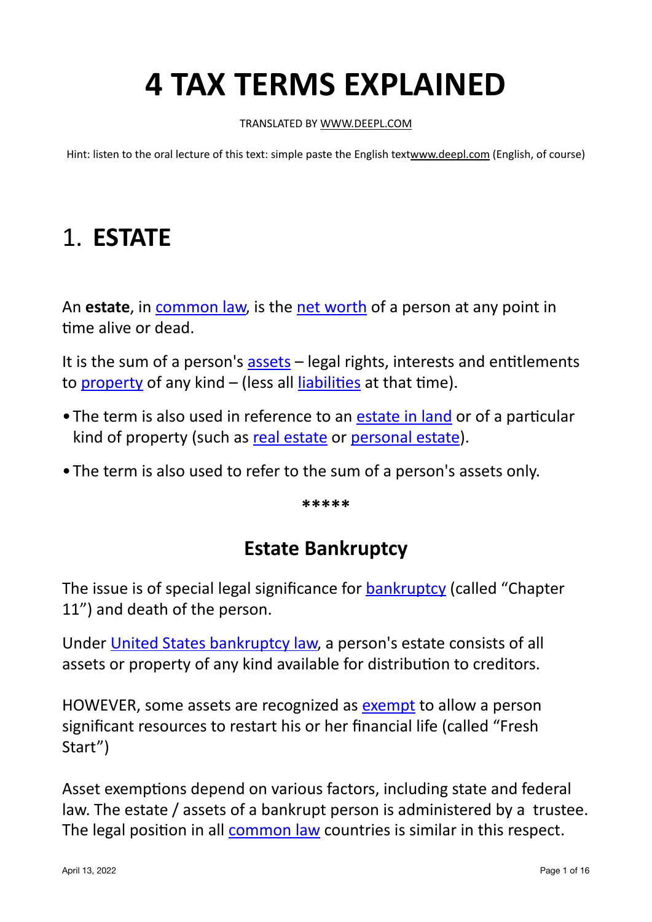# 4 TAX TERMS EXPLAINED

TRANSLATED BY WWW.DEEPL.COM

Hint: listen to the oral lecture of this text: simple paste the English textwww.deepl.com (English, of course)

## 1. **ESTATE**

An **estate**, in common law, is the net worth of a person at any point in time alive or dead.

It is the sum of a person's assets – legal rights, interests and entitlements to property of any kind – (less all liabilities at that time).

- The term is also used in reference to an estate in land or of a particular kind of property (such as real estate or personal estate).
- The term is also used to refer to the sum of a person's assets only.

*****

### Estate Bankruptcy

The issue is of special legal significance for bankruptcy (called "Chapter 11") and death of the person.

Under United States bankruptcy law, a person's estate consists of all assets or property of any kind available for distribution to creditors.

HOWEVER, some assets are recognized as exempt to allow a person significant resources to restart his or her financial life (called "Fresh Start")

Asset exemptions depend on various factors, including state and federal law. The estate / assets of a bankrupt person is administered by a trustee. The legal position in all common law countries is similar in this respect.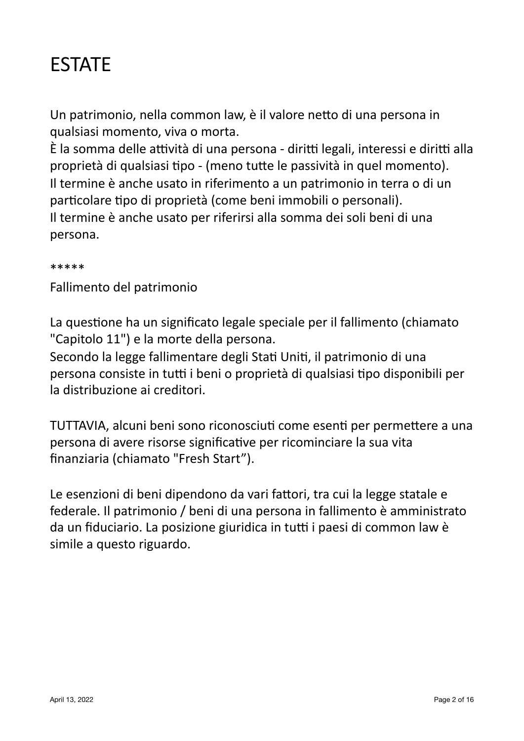# ESTATE

Un patrimonio, nella common law, è il valore netto di una persona in qualsiasi momento, viva o morta.
È la somma delle attività di una persona - diritti legali, interessi e diritti alla proprietà di qualsiasi tipo - (meno tutte le passività in quel momento).
Il termine è anche usato in riferimento a un patrimonio in terra o di un particolare tipo di proprietà (come beni immobili o personali).
Il termine è anche usato per riferirsi alla somma dei soli beni di una persona.

*****

Fallimento del patrimonio

La questione ha un significato legale speciale per il fallimento (chiamato "Capitolo 11") e la morte della persona.
Secondo la legge fallimentare degli Stati Uniti, il patrimonio di una persona consiste in tutti i beni o proprietà di qualsiasi tipo disponibili per la distribuzione ai creditori.

TUTTAVIA, alcuni beni sono riconosciuti come esenti per permettere a una persona di avere risorse significative per ricominciare la sua vita finanziaria (chiamato "Fresh Start”).

Le esenzioni di beni dipendono da vari fattori, tra cui la legge statale e federale. Il patrimonio / beni di una persona in fallimento è amministrato da un fiduciario. La posizione giuridica in tutti i paesi di common law è simile a questo riguardo.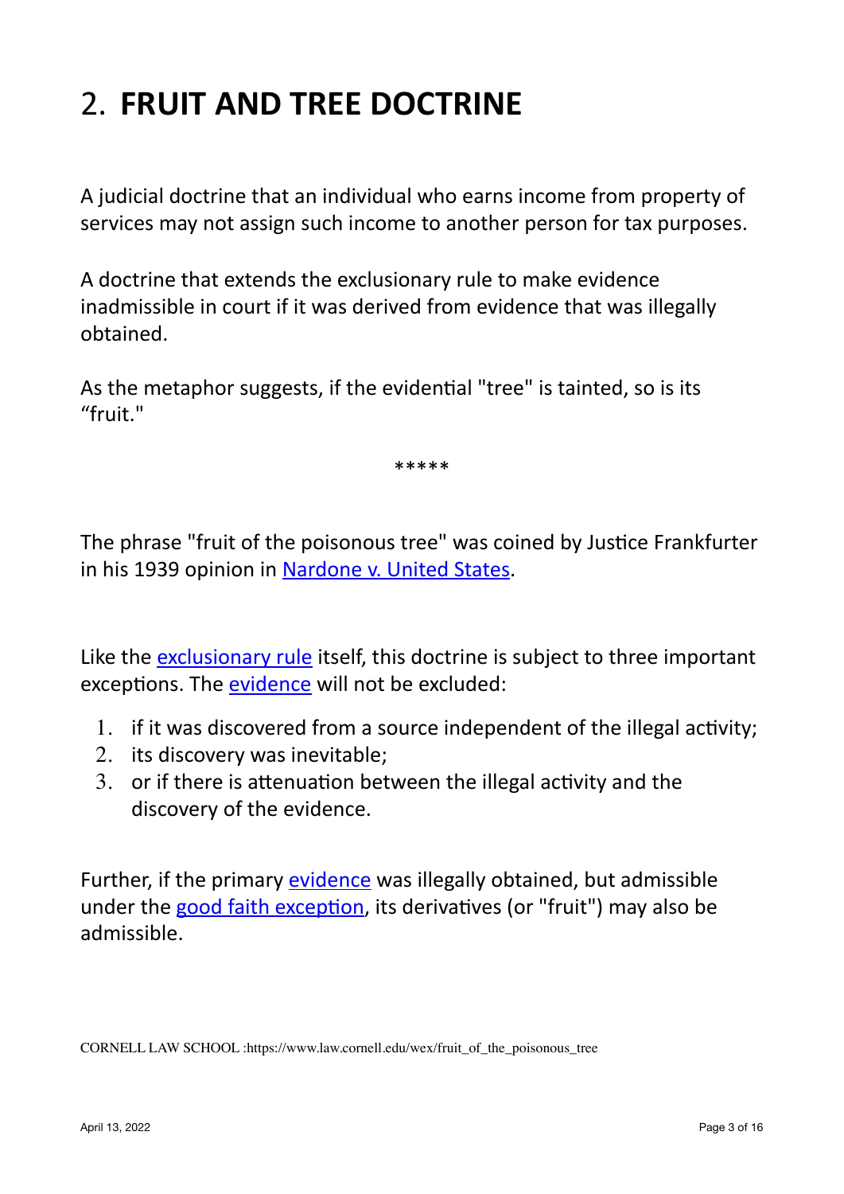# 2. FRUIT AND TREE DOCTRINE

A judicial doctrine that an individual who earns income from property of services may not assign such income to another person for tax purposes.

A doctrine that extends the exclusionary rule to make evidence inadmissible in court if it was derived from evidence that was illegally obtained.

As the metaphor suggests, if the evidential "tree" is tainted, so is its "fruit."

*****

The phrase "fruit of the poisonous tree" was coined by Justice Frankfurter in his 1939 opinion in Nardone v. United States.

Like the exclusionary rule itself, this doctrine is subject to three important exceptions. The evidence will not be excluded:

1. if it was discovered from a source independent of the illegal activity;
2. its discovery was inevitable;
3. or if there is attenuation between the illegal activity and the discovery of the evidence.

Further, if the primary evidence was illegally obtained, but admissible under the good faith exception, its derivatives (or "fruit") may also be admissible.

CORNELL LAW SCHOOL :https://www.law.cornell.edu/wex/fruit_of_the_poisonous_tree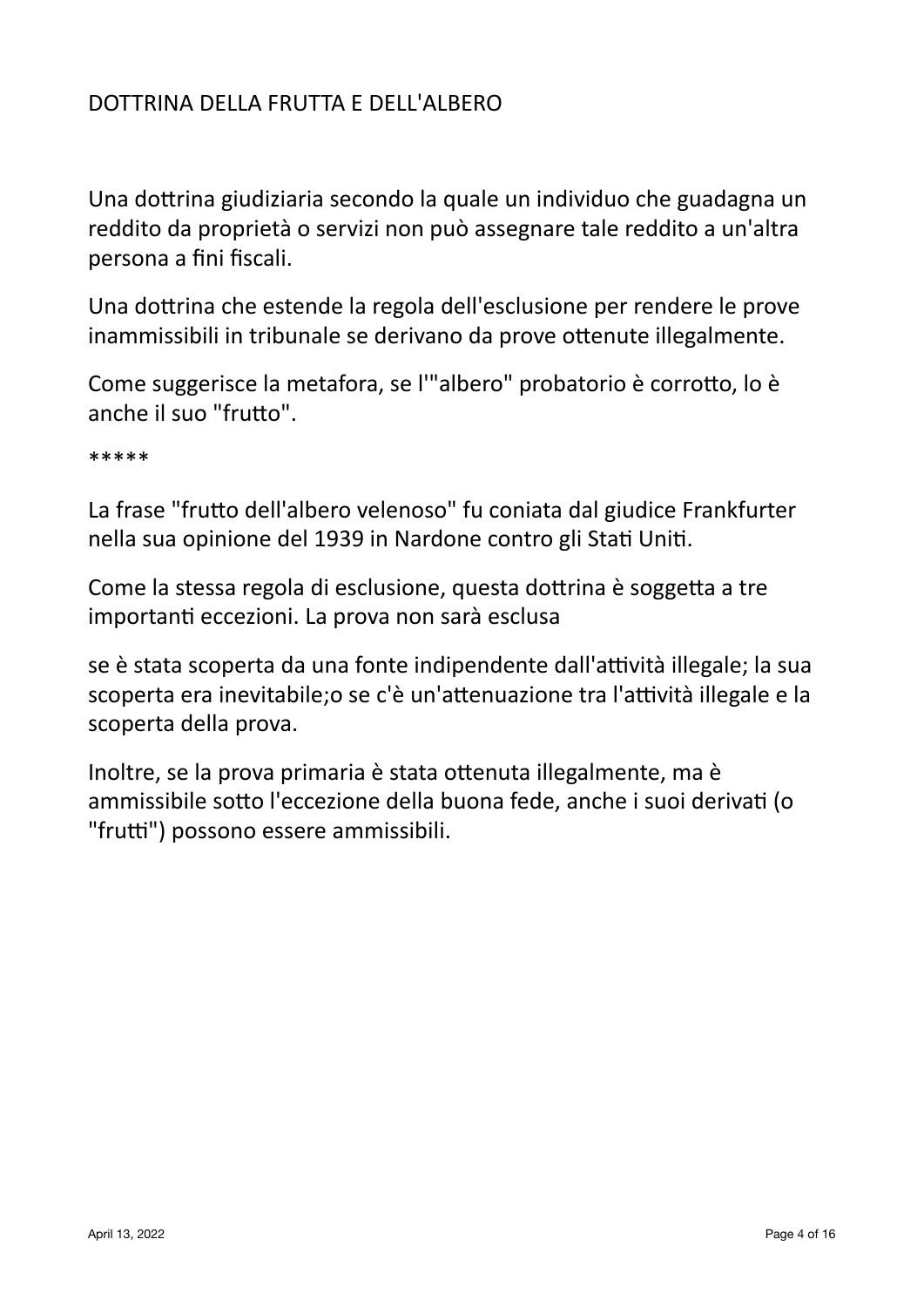# DOTTRINA DELLA FRUTTA E DELL'ALBERO

Una dottrina giudiziaria secondo la quale un individuo che guadagna un reddito da proprietà o servizi non può assegnare tale reddito a un'altra persona a fini fiscali.

Una dottrina che estende la regola dell'esclusione per rendere le prove inammissibili in tribunale se derivano da prove ottenute illegalmente.

Come suggerisce la metafora, se l'"albero" probatorio è corrotto, lo è anche il suo "frutto".

*****

La frase "frutto dell'albero velenoso" fu coniata dal giudice Frankfurter nella sua opinione del 1939 in Nardone contro gli Stati Uniti.

Come la stessa regola di esclusione, questa dottrina è soggetta a tre importanti eccezioni. La prova non sarà esclusa

se è stata scoperta da una fonte indipendente dall'attività illegale; la sua scoperta era inevitabile;o se c'è un'attenuazione tra l'attività illegale e la scoperta della prova.

Inoltre, se la prova primaria è stata ottenuta illegalmente, ma è ammissibile sotto l'eccezione della buona fede, anche i suoi derivati (o "frutti") possono essere ammissibili.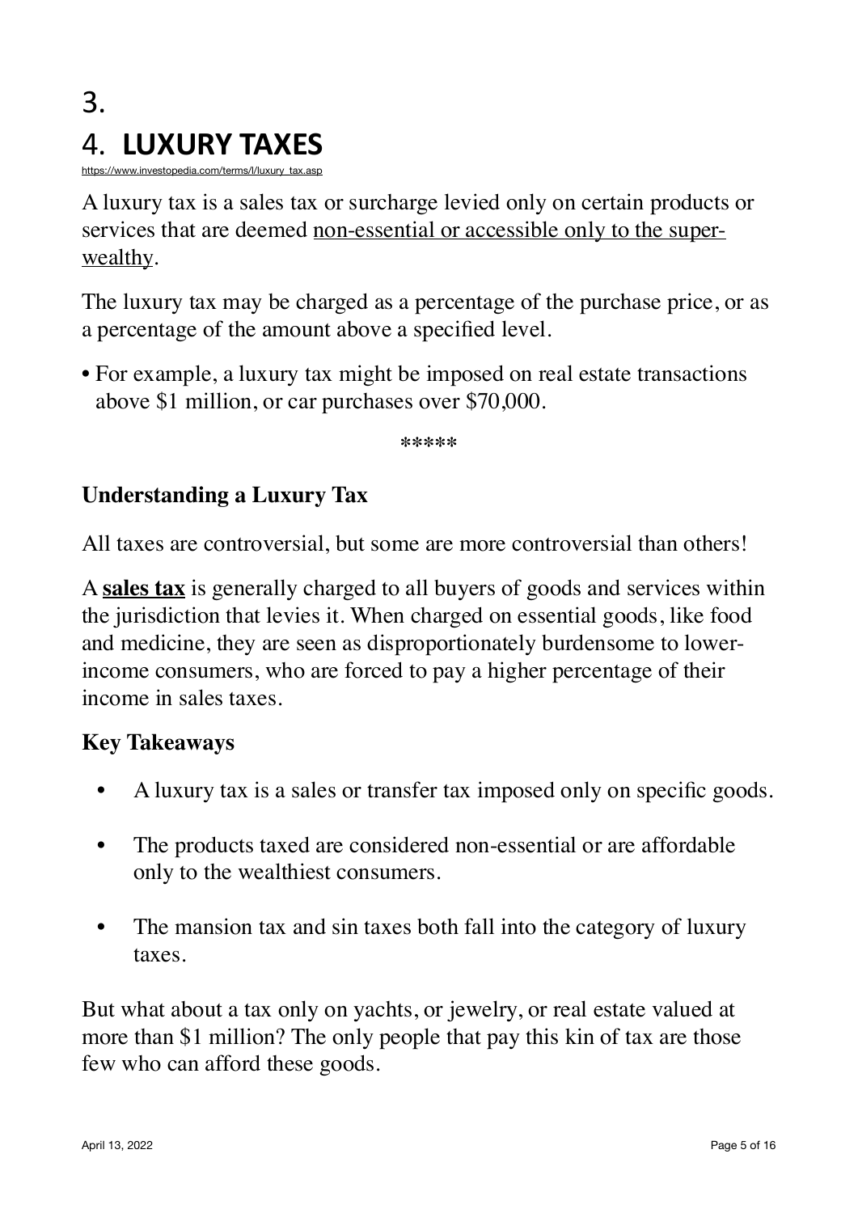3.

# 4. LUXURY TAXES

https://www.investopedia.com/terms/l/luxury_tax.asp

A luxury tax is a sales tax or surcharge levied only on certain products or services that are deemed <u>non-essential or accessible only to the super-wealthy</u>.

The luxury tax may be charged as a percentage of the purchase price, or as a percentage of the amount above a specified level.

- For example, a luxury tax might be imposed on real estate transactions above $1 million, or car purchases over $70,000.

*****

### Understanding a Luxury Tax

All taxes are controversial, but some are more controversial than others!

A **<u>sales tax</u>** is generally charged to all buyers of goods and services within the jurisdiction that levies it. When charged on essential goods, like food and medicine, they are seen as disproportionately burdensome to lower-income consumers, who are forced to pay a higher percentage of their income in sales taxes.

### Key Takeaways

- A luxury tax is a sales or transfer tax imposed only on specific goods.
- The products taxed are considered non-essential or are affordable only to the wealthiest consumers.
- The mansion tax and sin taxes both fall into the category of luxury taxes.

But what about a tax only on yachts, or jewelry, or real estate valued at more than $1 million? The only people that pay this kin of tax are those few who can afford these goods.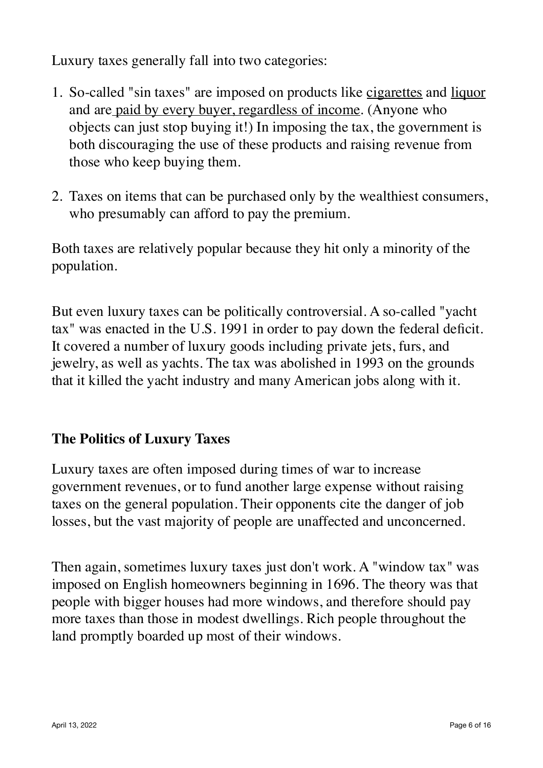Luxury taxes generally fall into two categories:

1. So-called "sin taxes" are imposed on products like cigarettes and liquor and are paid by every buyer, regardless of income. (Anyone who objects can just stop buying it!) In imposing the tax, the government is both discouraging the use of these products and raising revenue from those who keep buying them.

2. Taxes on items that can be purchased only by the wealthiest consumers, who presumably can afford to pay the premium.

Both taxes are relatively popular because they hit only a minority of the population.

But even luxury taxes can be politically controversial. A so-called "yacht tax" was enacted in the U.S. 1991 in order to pay down the federal deficit. It covered a number of luxury goods including private jets, furs, and jewelry, as well as yachts. The tax was abolished in 1993 on the grounds that it killed the yacht industry and many American jobs along with it.

### The Politics of Luxury Taxes

Luxury taxes are often imposed during times of war to increase government revenues, or to fund another large expense without raising taxes on the general population. Their opponents cite the danger of job losses, but the vast majority of people are unaffected and unconcerned.

Then again, sometimes luxury taxes just don't work. A "window tax" was imposed on English homeowners beginning in 1696. The theory was that people with bigger houses had more windows, and therefore should pay more taxes than those in modest dwellings. Rich people throughout the land promptly boarded up most of their windows.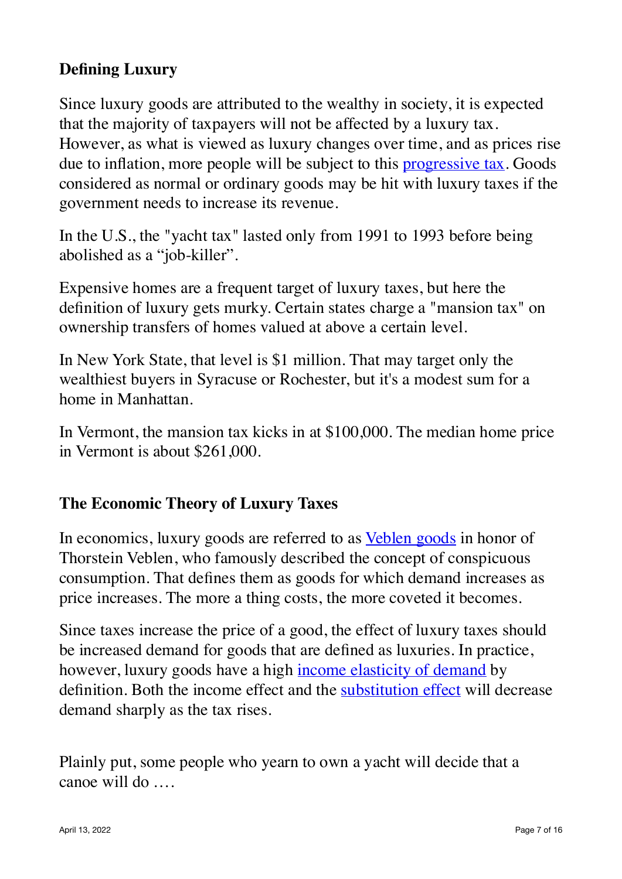## Defining Luxury

Since luxury goods are attributed to the wealthy in society, it is expected that the majority of taxpayers will not be affected by a luxury tax. However, as what is viewed as luxury changes over time, and as prices rise due to inflation, more people will be subject to this progressive tax. Goods considered as normal or ordinary goods may be hit with luxury taxes if the government needs to increase its revenue.

In the U.S., the "yacht tax" lasted only from 1991 to 1993 before being abolished as a "job-killer".

Expensive homes are a frequent target of luxury taxes, but here the definition of luxury gets murky. Certain states charge a "mansion tax" on ownership transfers of homes valued at above a certain level.

In New York State, that level is $1 million. That may target only the wealthiest buyers in Syracuse or Rochester, but it's a modest sum for a home in Manhattan.

In Vermont, the mansion tax kicks in at $100,000. The median home price in Vermont is about $261,000.

## The Economic Theory of Luxury Taxes

In economics, luxury goods are referred to as Veblen goods in honor of Thorstein Veblen, who famously described the concept of conspicuous consumption. That defines them as goods for which demand increases as price increases. The more a thing costs, the more coveted it becomes.

Since taxes increase the price of a good, the effect of luxury taxes should be increased demand for goods that are defined as luxuries. In practice, however, luxury goods have a high income elasticity of demand by definition. Both the income effect and the substitution effect will decrease demand sharply as the tax rises.

Plainly put, some people who yearn to own a yacht will decide that a canoe will do ….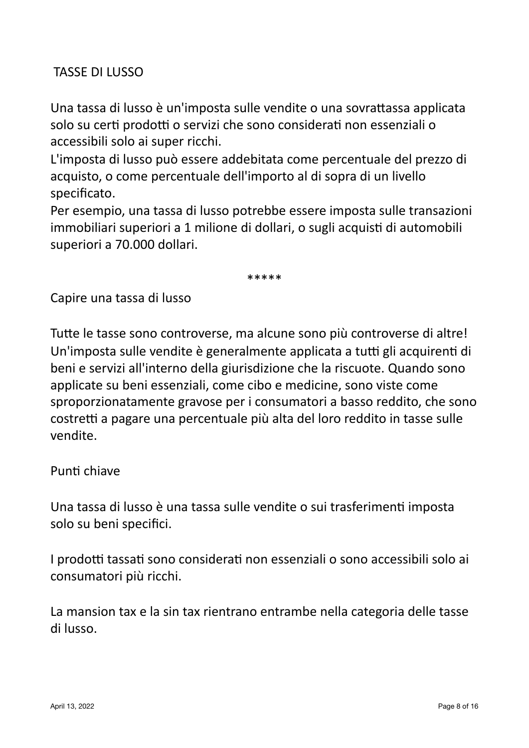# TASSE DI LUSSO

Una tassa di lusso è un'imposta sulle vendite o una sovrattassa applicata solo su certi prodotti o servizi che sono considerati non essenziali o accessibili solo ai super ricchi.
L'imposta di lusso può essere addebitata come percentuale del prezzo di acquisto, o come percentuale dell'importo al di sopra di un livello specificato.
Per esempio, una tassa di lusso potrebbe essere imposta sulle transazioni immobiliari superiori a 1 milione di dollari, o sugli acquisti di automobili superiori a 70.000 dollari.

*****

## Capire una tassa di lusso

Tutte le tasse sono controverse, ma alcune sono più controverse di altre! Un'imposta sulle vendite è generalmente applicata a tutti gli acquirenti di beni e servizi all'interno della giurisdizione che la riscuote. Quando sono applicate su beni essenziali, come cibo e medicine, sono viste come sproporzionatamente gravose per i consumatori a basso reddito, che sono costretti a pagare una percentuale più alta del loro reddito in tasse sulle vendite.

## Punti chiave

Una tassa di lusso è una tassa sulle vendite o sui trasferimenti imposta solo su beni specifici.

I prodotti tassati sono considerati non essenziali o sono accessibili solo ai consumatori più ricchi.

La mansion tax e la sin tax rientrano entrambe nella categoria delle tasse di lusso.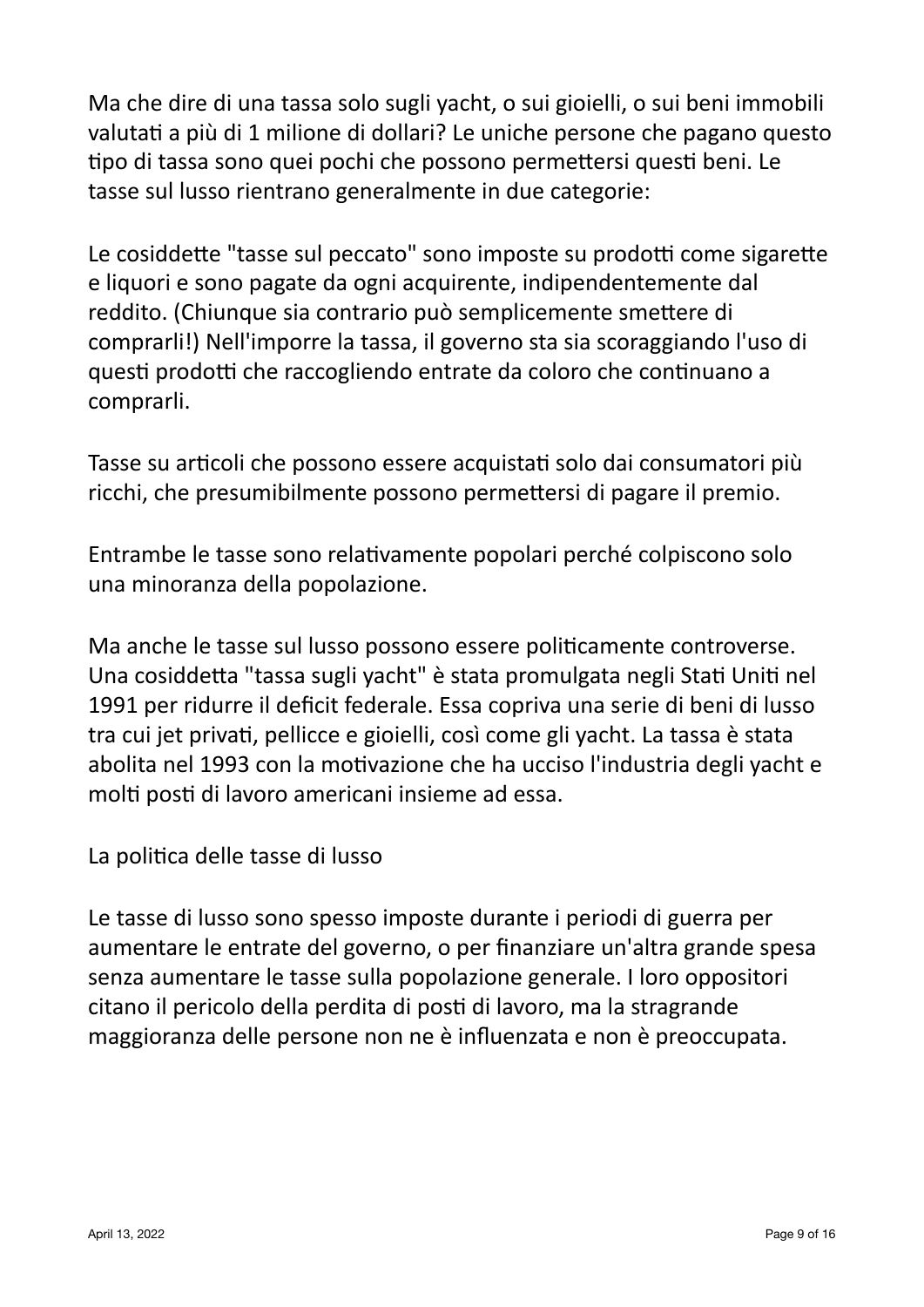Ma che dire di una tassa solo sugli yacht, o sui gioielli, o sui beni immobili valutati a più di 1 milione di dollari? Le uniche persone che pagano questo tipo di tassa sono quei pochi che possono permettersi questi beni. Le tasse sul lusso rientrano generalmente in due categorie:

Le cosiddette "tasse sul peccato" sono imposte su prodotti come sigarette e liquori e sono pagate da ogni acquirente, indipendentemente dal reddito. (Chiunque sia contrario può semplicemente smettere di comprarli!) Nell'imporre la tassa, il governo sta sia scoraggiando l'uso di questi prodotti che raccogliendo entrate da coloro che continuano a comprarli.

Tasse su articoli che possono essere acquistati solo dai consumatori più ricchi, che presumibilmente possono permettersi di pagare il premio.

Entrambe le tasse sono relativamente popolari perché colpiscono solo una minoranza della popolazione.

Ma anche le tasse sul lusso possono essere politicamente controverse. Una cosiddetta "tassa sugli yacht" è stata promulgata negli Stati Uniti nel 1991 per ridurre il deficit federale. Essa copriva una serie di beni di lusso tra cui jet privati, pellicce e gioielli, così come gli yacht. La tassa è stata abolita nel 1993 con la motivazione che ha ucciso l'industria degli yacht e molti posti di lavoro americani insieme ad essa.

## La politica delle tasse di lusso

Le tasse di lusso sono spesso imposte durante i periodi di guerra per aumentare le entrate del governo, o per finanziare un'altra grande spesa senza aumentare le tasse sulla popolazione generale. I loro oppositori citano il pericolo della perdita di posti di lavoro, ma la stragrande maggioranza delle persone non ne è influenzata e non è preoccupata.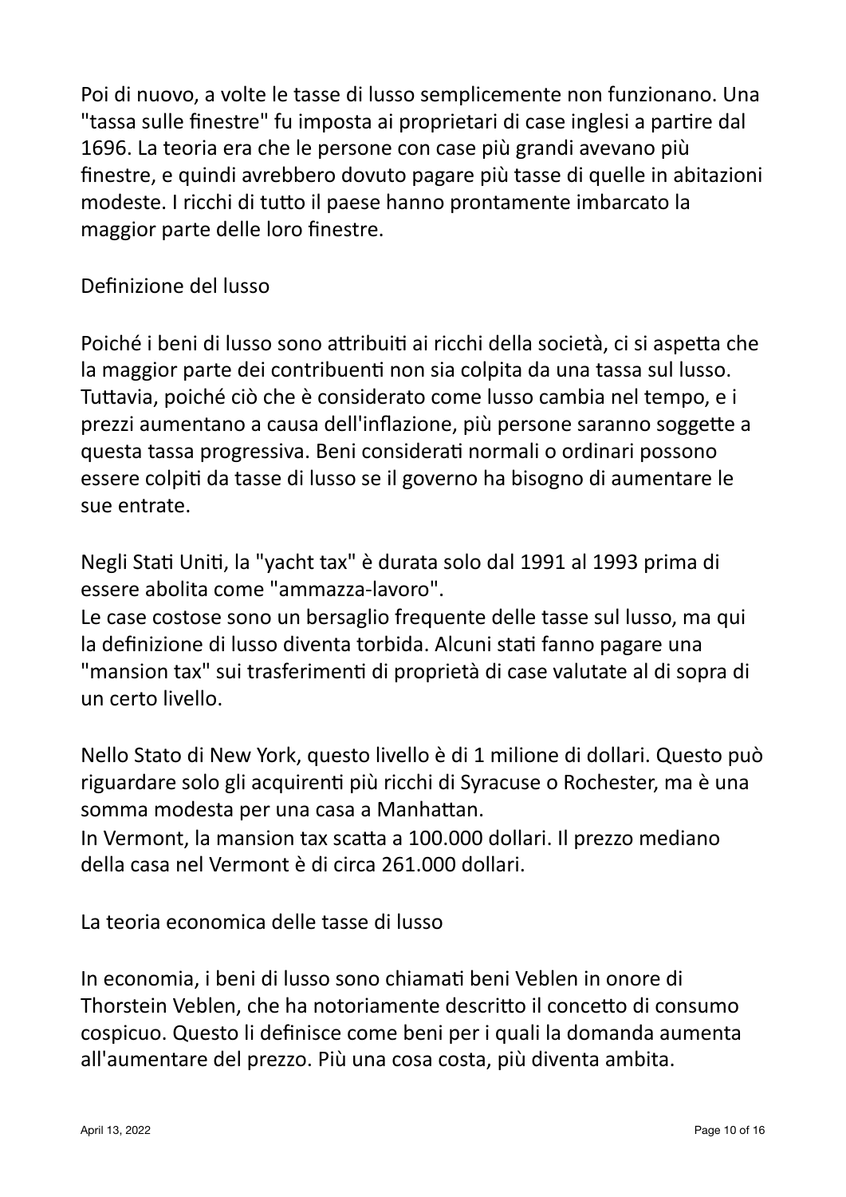Poi di nuovo, a volte le tasse di lusso semplicemente non funzionano. Una "tassa sulle finestre" fu imposta ai proprietari di case inglesi a partire dal 1696. La teoria era che le persone con case più grandi avevano più finestre, e quindi avrebbero dovuto pagare più tasse di quelle in abitazioni modeste. I ricchi di tutto il paese hanno prontamente imbarcato la maggior parte delle loro finestre.

## Definizione del lusso

Poiché i beni di lusso sono attribuiti ai ricchi della società, ci si aspetta che la maggior parte dei contribuenti non sia colpita da una tassa sul lusso. Tuttavia, poiché ciò che è considerato come lusso cambia nel tempo, e i prezzi aumentano a causa dell'inflazione, più persone saranno soggette a questa tassa progressiva. Beni considerati normali o ordinari possono essere colpiti da tasse di lusso se il governo ha bisogno di aumentare le sue entrate.

Negli Stati Uniti, la "yacht tax" è durata solo dal 1991 al 1993 prima di essere abolita come "ammazza-lavoro".
Le case costose sono un bersaglio frequente delle tasse sul lusso, ma qui la definizione di lusso diventa torbida. Alcuni stati fanno pagare una "mansion tax" sui trasferimenti di proprietà di case valutate al di sopra di un certo livello.

Nello Stato di New York, questo livello è di 1 milione di dollari. Questo può riguardare solo gli acquirenti più ricchi di Syracuse o Rochester, ma è una somma modesta per una casa a Manhattan.
In Vermont, la mansion tax scatta a 100.000 dollari. Il prezzo mediano della casa nel Vermont è di circa 261.000 dollari.

## La teoria economica delle tasse di lusso

In economia, i beni di lusso sono chiamati beni Veblen in onore di Thorstein Veblen, che ha notoriamente descritto il concetto di consumo cospicuo. Questo li definisce come beni per i quali la domanda aumenta all'aumentare del prezzo. Più una cosa costa, più diventa ambita.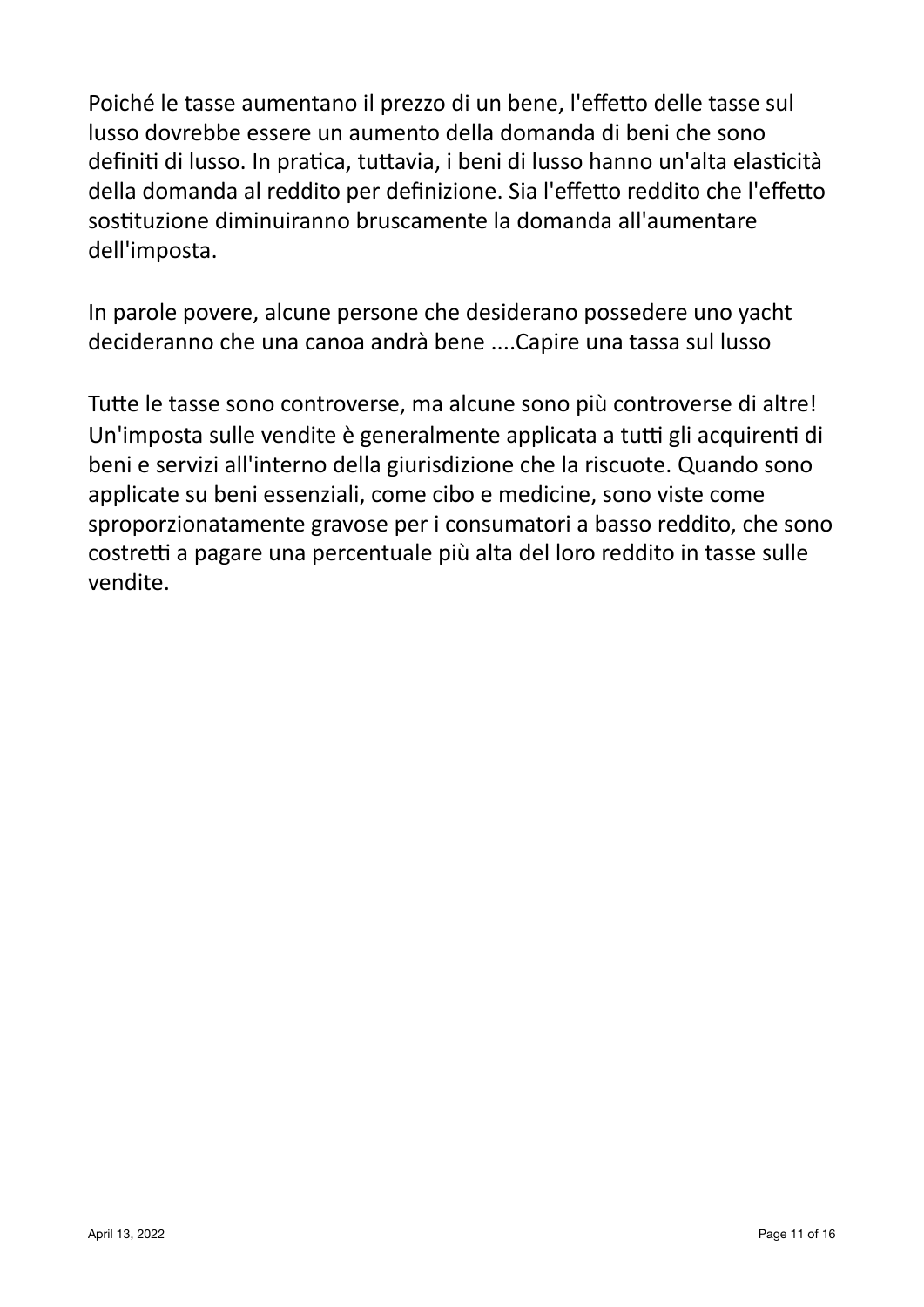Poiché le tasse aumentano il prezzo di un bene, l'effetto delle tasse sul lusso dovrebbe essere un aumento della domanda di beni che sono definiti di lusso. In pratica, tuttavia, i beni di lusso hanno un'alta elasticità della domanda al reddito per definizione. Sia l'effetto reddito che l'effetto sostituzione diminuiranno bruscamente la domanda all'aumentare dell'imposta.

In parole povere, alcune persone che desiderano possedere uno yacht decideranno che una canoa andrà bene ....Capire una tassa sul lusso

Tutte le tasse sono controverse, ma alcune sono più controverse di altre! Un'imposta sulle vendite è generalmente applicata a tutti gli acquirenti di beni e servizi all'interno della giurisdizione che la riscuote. Quando sono applicate su beni essenziali, come cibo e medicine, sono viste come sproporzionatamente gravose per i consumatori a basso reddito, che sono costretti a pagare una percentuale più alta del loro reddito in tasse sulle vendite.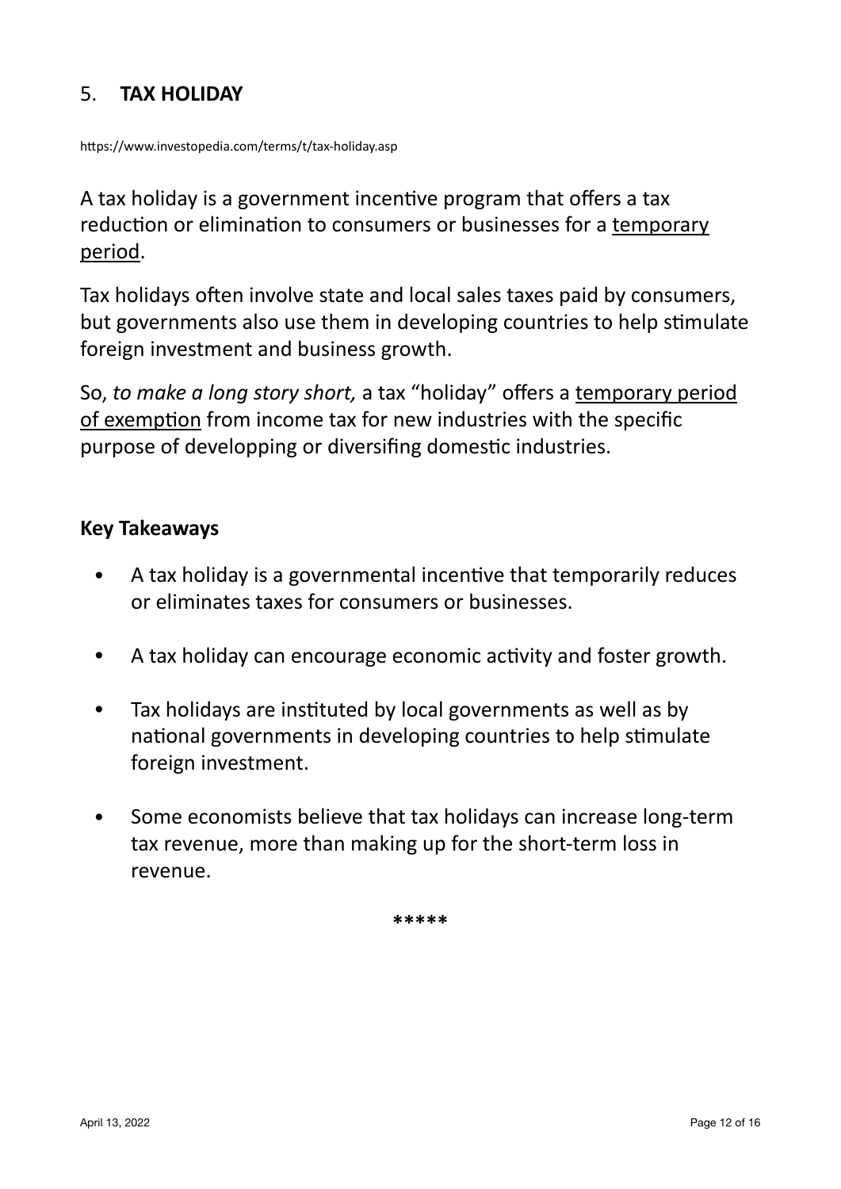## 5. **TAX HOLIDAY**

https://www.investopedia.com/terms/t/tax-holiday.asp

A tax holiday is a government incentive program that offers a tax reduction or elimination to consumers or businesses for a <u>temporary period</u>.

Tax holidays often involve state and local sales taxes paid by consumers, but governments also use them in developing countries to help stimulate foreign investment and business growth.

So, *to make a long story short,* a tax "holiday" offers a <u>temporary period of exemption</u> from income tax for new industries with the specific purpose of developping or diversifing domestic industries.

**Key Takeaways**

- A tax holiday is a governmental incentive that temporarily reduces or eliminates taxes for consumers or businesses.
- A tax holiday can encourage economic activity and foster growth.
- Tax holidays are instituted by local governments as well as by national governments in developing countries to help stimulate foreign investment.
- Some economists believe that tax holidays can increase long-term tax revenue, more than making up for the short-term loss in revenue.

**\*\*\*\*\***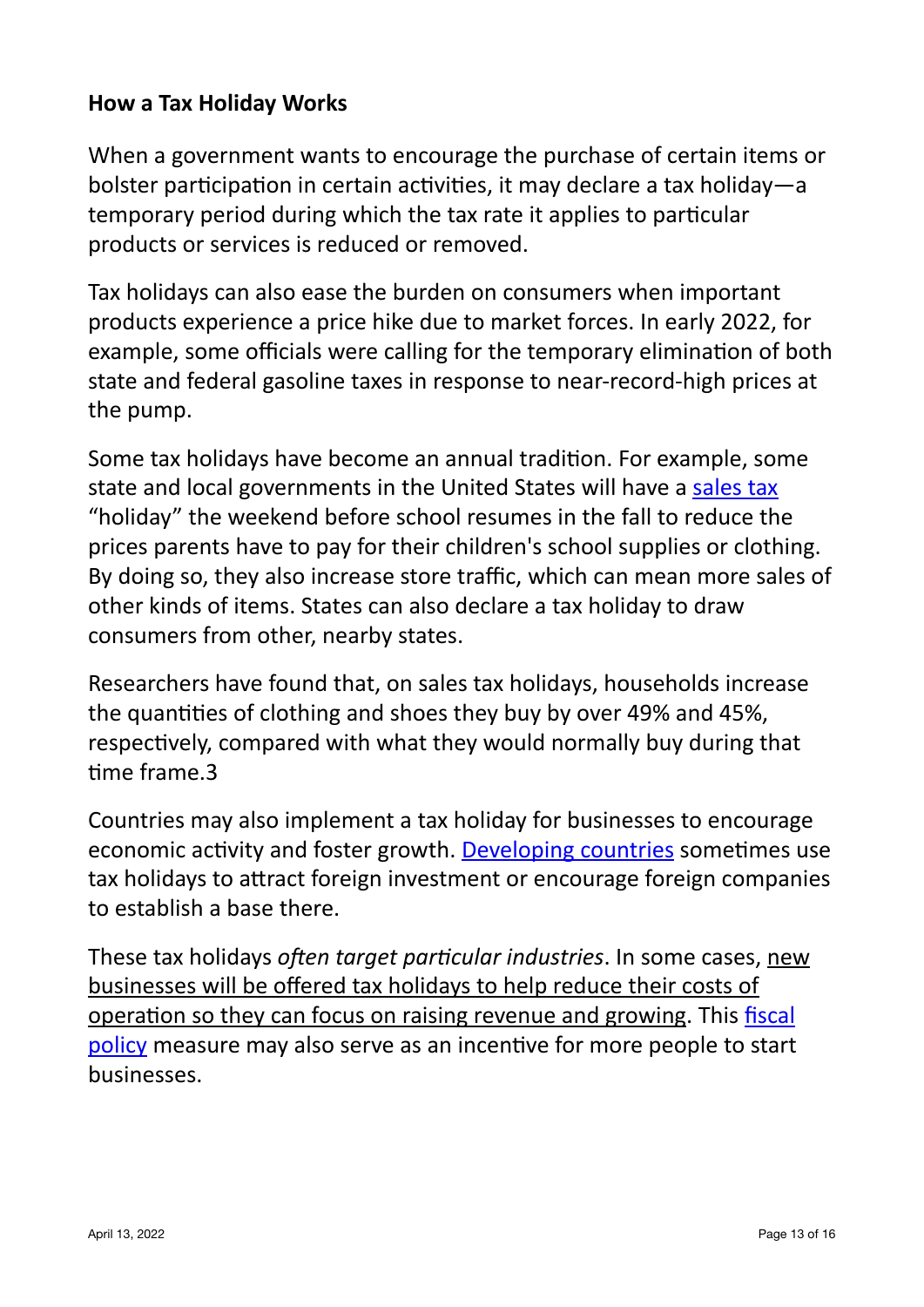### How a Tax Holiday Works

When a government wants to encourage the purchase of certain items or bolster participation in certain activities, it may declare a tax holiday—a temporary period during which the tax rate it applies to particular products or services is reduced or removed.

Tax holidays can also ease the burden on consumers when important products experience a price hike due to market forces. In early 2022, for example, some officials were calling for the temporary elimination of both state and federal gasoline taxes in response to near-record-high prices at the pump.

Some tax holidays have become an annual tradition. For example, some state and local governments in the United States will have a sales tax "holiday" the weekend before school resumes in the fall to reduce the prices parents have to pay for their children's school supplies or clothing. By doing so, they also increase store traffic, which can mean more sales of other kinds of items. States can also declare a tax holiday to draw consumers from other, nearby states.

Researchers have found that, on sales tax holidays, households increase the quantities of clothing and shoes they buy by over 49% and 45%, respectively, compared with what they would normally buy during that time frame.[3]

Countries may also implement a tax holiday for businesses to encourage economic activity and foster growth. Developing countries sometimes use tax holidays to attract foreign investment or encourage foreign companies to establish a base there.

These tax holidays *often target particular industries*. In some cases, new businesses will be offered tax holidays to help reduce their costs of operation so they can focus on raising revenue and growing. This fiscal policy measure may also serve as an incentive for more people to start businesses.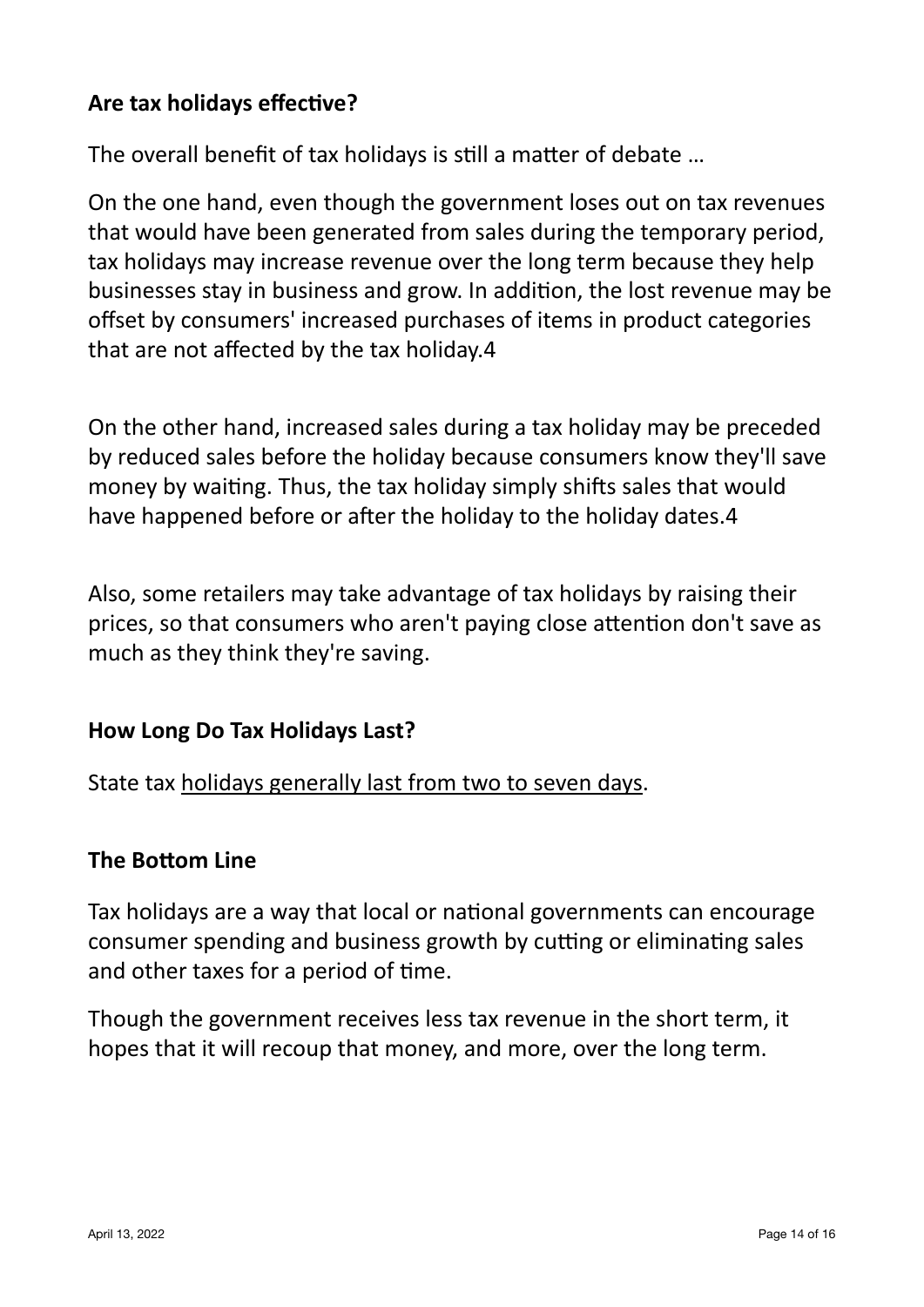**Are tax holidays effective?**

The overall benefit of tax holidays is still a matter of debate …

On the one hand, even though the government loses out on tax revenues that would have been generated from sales during the temporary period, tax holidays may increase revenue over the long term because they help businesses stay in business and grow. In addition, the lost revenue may be offset by consumers' increased purchases of items in product categories that are not affected by the tax holiday.[4]

On the other hand, increased sales during a tax holiday may be preceded by reduced sales before the holiday because consumers know they'll save money by waiting. Thus, the tax holiday simply shifts sales that would have happened before or after the holiday to the holiday dates.[4]

Also, some retailers may take advantage of tax holidays by raising their prices, so that consumers who aren't paying close attention don't save as much as they think they're saving.

**How Long Do Tax Holidays Last?**

State tax holidays generally last from two to seven days.

**The Bottom Line**

Tax holidays are a way that local or national governments can encourage consumer spending and business growth by cutting or eliminating sales and other taxes for a period of time.

Though the government receives less tax revenue in the short term, it hopes that it will recoup that money, and more, over the long term.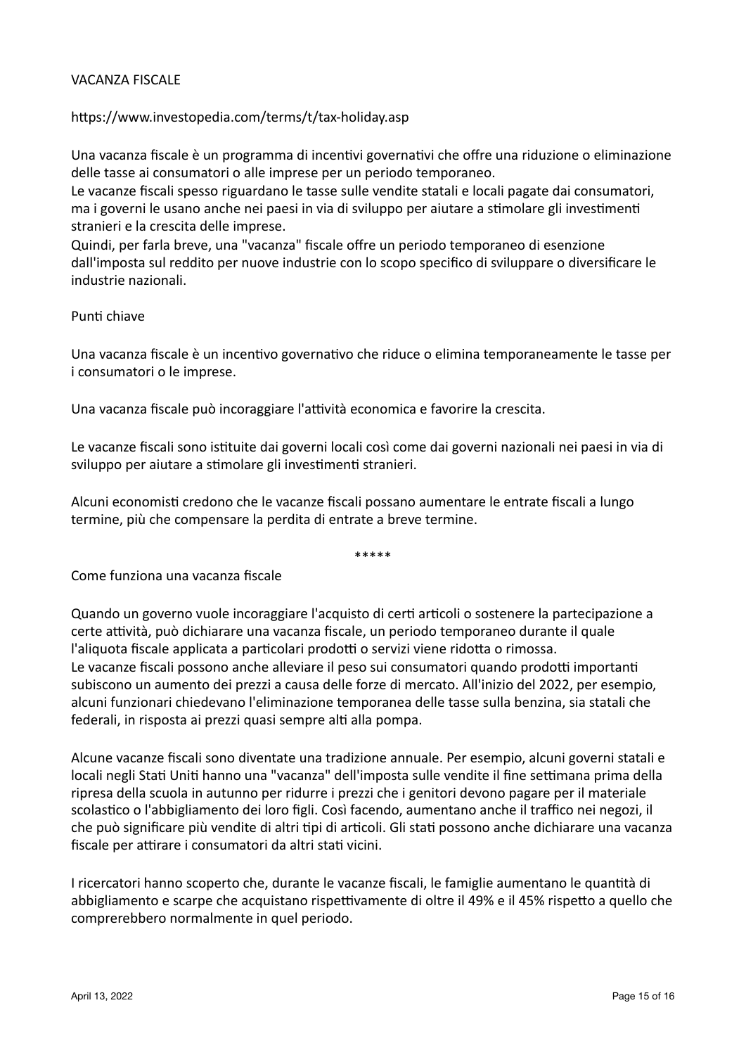VACANZA FISCALE

https://www.investopedia.com/terms/t/tax-holiday.asp

Una vacanza fiscale è un programma di incentivi governativi che offre una riduzione o eliminazione delle tasse ai consumatori o alle imprese per un periodo temporaneo.
Le vacanze fiscali spesso riguardano le tasse sulle vendite statali e locali pagate dai consumatori, ma i governi le usano anche nei paesi in via di sviluppo per aiutare a stimolare gli investimenti stranieri e la crescita delle imprese.
Quindi, per farla breve, una "vacanza" fiscale offre un periodo temporaneo di esenzione dall'imposta sul reddito per nuove industrie con lo scopo specifico di sviluppare o diversificare le industrie nazionali.

Punti chiave

Una vacanza fiscale è un incentivo governativo che riduce o elimina temporaneamente le tasse per i consumatori o le imprese.

Una vacanza fiscale può incoraggiare l'attività economica e favorire la crescita.

Le vacanze fiscali sono istituite dai governi locali così come dai governi nazionali nei paesi in via di sviluppo per aiutare a stimolare gli investimenti stranieri.

Alcuni economisti credono che le vacanze fiscali possano aumentare le entrate fiscali a lungo termine, più che compensare la perdita di entrate a breve termine.

*****

Come funziona una vacanza fiscale

Quando un governo vuole incoraggiare l'acquisto di certi articoli o sostenere la partecipazione a certe attività, può dichiarare una vacanza fiscale, un periodo temporaneo durante il quale l'aliquota fiscale applicata a particolari prodotti o servizi viene ridotta o rimossa.
Le vacanze fiscali possono anche alleviare il peso sui consumatori quando prodotti importanti subiscono un aumento dei prezzi a causa delle forze di mercato. All'inizio del 2022, per esempio, alcuni funzionari chiedevano l'eliminazione temporanea delle tasse sulla benzina, sia statali che federali, in risposta ai prezzi quasi sempre alti alla pompa.

Alcune vacanze fiscali sono diventate una tradizione annuale. Per esempio, alcuni governi statali e locali negli Stati Uniti hanno una "vacanza" dell'imposta sulle vendite il fine settimana prima della ripresa della scuola in autunno per ridurre i prezzi che i genitori devono pagare per il materiale scolastico o l'abbigliamento dei loro figli. Così facendo, aumentano anche il traffico nei negozi, il che può significare più vendite di altri tipi di articoli. Gli stati possono anche dichiarare una vacanza fiscale per attirare i consumatori da altri stati vicini.

I ricercatori hanno scoperto che, durante le vacanze fiscali, le famiglie aumentano le quantità di abbigliamento e scarpe che acquistano rispettivamente di oltre il 49% e il 45% rispetto a quello che comprerebbero normalmente in quel periodo.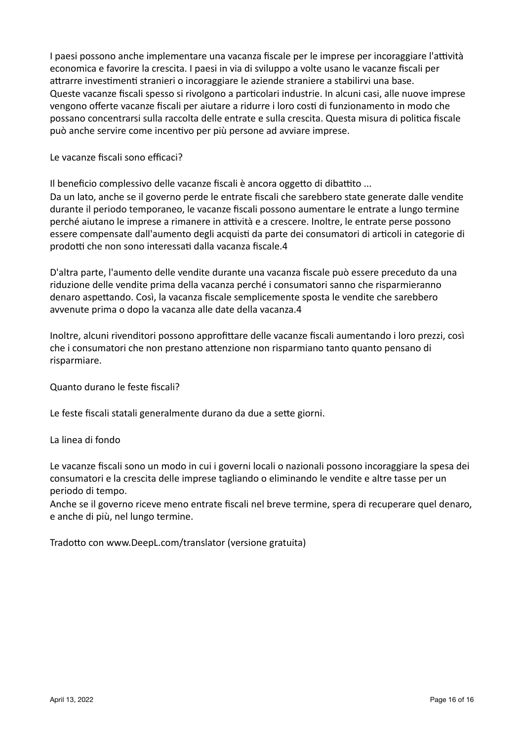I paesi possono anche implementare una vacanza fiscale per le imprese per incoraggiare l'attività economica e favorire la crescita. I paesi in via di sviluppo a volte usano le vacanze fiscali per attrarre investimenti stranieri o incoraggiare le aziende straniere a stabilirvi una base.
Queste vacanze fiscali spesso si rivolgono a particolari industrie. In alcuni casi, alle nuove imprese vengono offerte vacanze fiscali per aiutare a ridurre i loro costi di funzionamento in modo che possano concentrarsi sulla raccolta delle entrate e sulla crescita. Questa misura di politica fiscale può anche servire come incentivo per più persone ad avviare imprese.

## Le vacanze fiscali sono efficaci?

Il beneficio complessivo delle vacanze fiscali è ancora oggetto di dibattito ...
Da un lato, anche se il governo perde le entrate fiscali che sarebbero state generate dalle vendite durante il periodo temporaneo, le vacanze fiscali possono aumentare le entrate a lungo termine perché aiutano le imprese a rimanere in attività e a crescere. Inoltre, le entrate perse possono essere compensate dall'aumento degli acquisti da parte dei consumatori di articoli in categorie di prodotti che non sono interessati dalla vacanza fiscale.4

D'altra parte, l'aumento delle vendite durante una vacanza fiscale può essere preceduto da una riduzione delle vendite prima della vacanza perché i consumatori sanno che risparmieranno denaro aspettando. Così, la vacanza fiscale semplicemente sposta le vendite che sarebbero avvenute prima o dopo la vacanza alle date della vacanza.4

Inoltre, alcuni rivenditori possono approfittare delle vacanze fiscali aumentando i loro prezzi, così che i consumatori che non prestano attenzione non risparmiano tanto quanto pensano di risparmiare.

## Quanto durano le feste fiscali?

Le feste fiscali statali generalmente durano da due a sette giorni.

## La linea di fondo

Le vacanze fiscali sono un modo in cui i governi locali o nazionali possono incoraggiare la spesa dei consumatori e la crescita delle imprese tagliando o eliminando le vendite e altre tasse per un periodo di tempo.
Anche se il governo riceve meno entrate fiscali nel breve termine, spera di recuperare quel denaro, e anche di più, nel lungo termine.

Tradotto con www.DeepL.com/translator (versione gratuita)